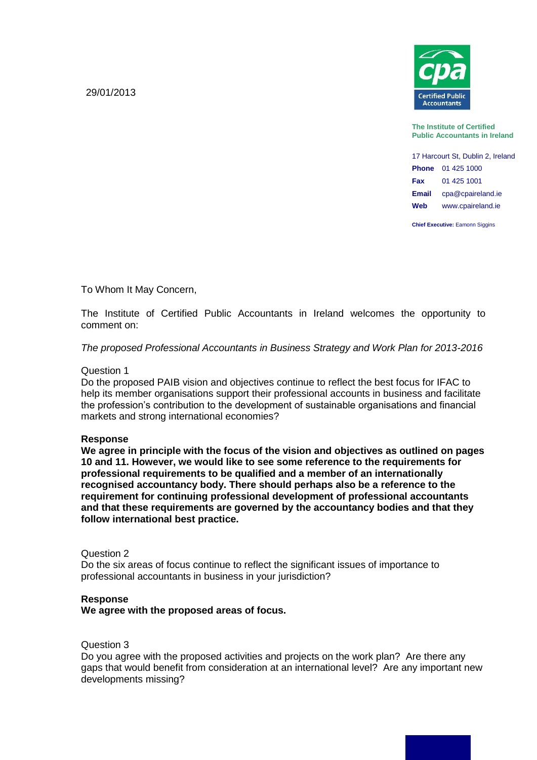29/01/2013

**The Institute of Certified Public Accountants in Ireland**

17 Harcourt St, Dublin 2, Ireland
**Phone** 01 425 1000
**Fax** 01 425 1001
**Email** cpa@cpaireland.ie
**Web** www.cpaireland.ie

**Chief Executive:** Eamonn Siggins

To Whom It May Concern,

The Institute of Certified Public Accountants in Ireland welcomes the opportunity to comment on:

*The proposed Professional Accountants in Business Strategy and Work Plan for 2013-2016*

Question 1
Do the proposed PAIB vision and objectives continue to reflect the best focus for IFAC to help its member organisations support their professional accounts in business and facilitate the profession's contribution to the development of sustainable organisations and financial markets and strong international economies?

**Response**
**We agree in principle with the focus of the vision and objectives as outlined on pages 10 and 11. However, we would like to see some reference to the requirements for professional requirements to be qualified and a member of an internationally recognised accountancy body. There should perhaps also be a reference to the requirement for continuing professional development of professional accountants and that these requirements are governed by the accountancy bodies and that they follow international best practice.**

Question 2
Do the six areas of focus continue to reflect the significant issues of importance to professional accountants in business in your jurisdiction?

**Response**
**We agree with the proposed areas of focus.**

Question 3
Do you agree with the proposed activities and projects on the work plan? Are there any gaps that would benefit from consideration at an international level? Are any important new developments missing?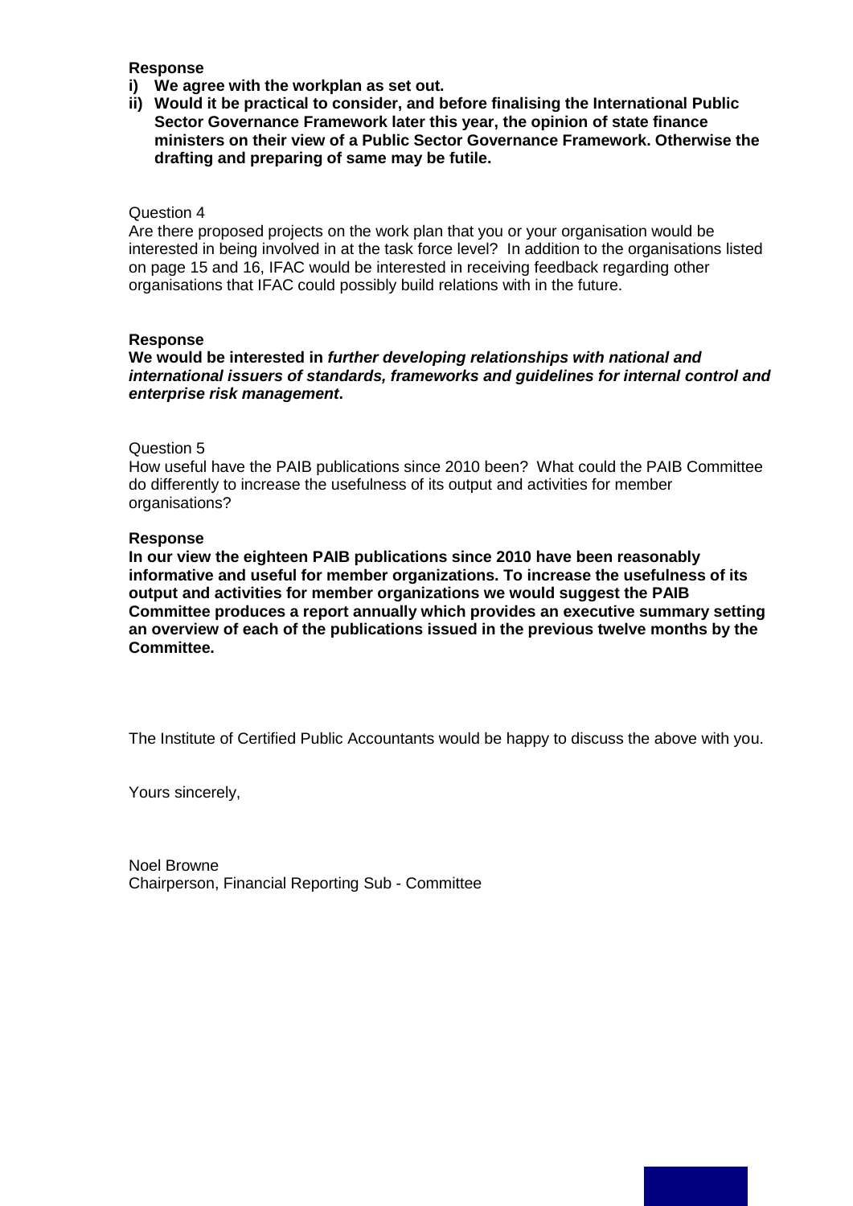**Response**

**i) We agree with the workplan as set out.**

**ii) Would it be practical to consider, and before finalising the International Public Sector Governance Framework later this year, the opinion of state finance ministers on their view of a Public Sector Governance Framework. Otherwise the drafting and preparing of same may be futile.**

Question 4

Are there proposed projects on the work plan that you or your organisation would be interested in being involved in at the task force level? In addition to the organisations listed on page 15 and 16, IFAC would be interested in receiving feedback regarding other organisations that IFAC could possibly build relations with in the future.

**Response**

**We would be interested in *further developing relationships with national and international issuers of standards, frameworks and guidelines for internal control and enterprise risk management*.**

Question 5

How useful have the PAIB publications since 2010 been? What could the PAIB Committee do differently to increase the usefulness of its output and activities for member organisations?

**Response**

**In our view the eighteen PAIB publications since 2010 have been reasonably informative and useful for member organizations. To increase the usefulness of its output and activities for member organizations we would suggest the PAIB Committee produces a report annually which provides an executive summary setting an overview of each of the publications issued in the previous twelve months by the Committee.**

The Institute of Certified Public Accountants would be happy to discuss the above with you.

Yours sincerely,

Noel Browne
Chairperson, Financial Reporting Sub - Committee